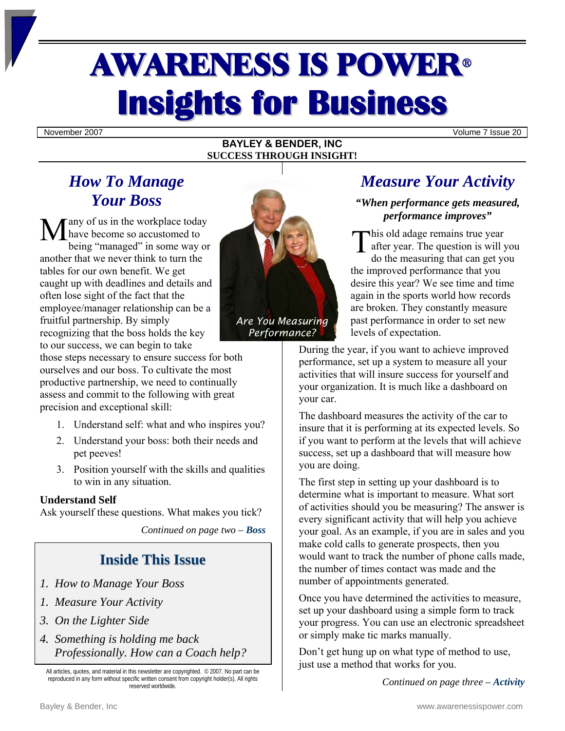# AWARENESS IS POWER®
# Insights for Business

November 2007 | Volume 7 Issue 20

**BAYLEY & BENDER, INC**
**SUCCESS THROUGH INSIGHT!**

## *How To Manage Your Boss*

Many of us in the workplace today have become so accustomed to being "managed" in some way or another that we never think to turn the tables for our own benefit. We get caught up with deadlines and details and often lose sight of the fact that the employee/manager relationship can be a fruitful partnership. By simply recognizing that the boss holds the key to our success, we can begin to take those steps necessary to ensure success for both ourselves and our boss. To cultivate the most productive partnership, we need to continually assess and commit to the following with great precision and exceptional skill:

1. Understand self: what and who inspires you?
2. Understand your boss: both their needs and pet peeves!
3. Position yourself with the skills and qualities to win in any situation.

**Understand Self**
Ask yourself these questions. What makes you tick?

*Continued on page two – **Boss***

*Are You Measuring Performance?*

## *Measure Your Activity*

***"When performance gets measured, performance improves"***

This old adage remains true year after year. The question is will you do the measuring that can get you the improved performance that you desire this year? We see time and time again in the sports world how records are broken. They constantly measure past performance in order to set new levels of expectation.

During the year, if you want to achieve improved performance, set up a system to measure all your activities that will insure success for yourself and your organization. It is much like a dashboard on your car.

The dashboard measures the activity of the car to insure that it is performing at its expected levels. So if you want to perform at the levels that will achieve success, set up a dashboard that will measure how you are doing.

The first step in setting up your dashboard is to determine what is important to measure. What sort of activities should you be measuring? The answer is every significant activity that will help you achieve your goal. As an example, if you are in sales and you make cold calls to generate prospects, then you would want to track the number of phone calls made, the number of times contact was made and the number of appointments generated.

Once you have determined the activities to measure, set up your dashboard using a simple form to track your progress. You can use an electronic spreadsheet or simply make tic marks manually.

Don't get hung up on what type of method to use, just use a method that works for you.

*Continued on page three – **Activity***

## Inside This Issue

*1. How to Manage Your Boss*
*1. Measure Your Activity*
*3. On the Lighter Side*
*4. Something is holding me back Professionally. How can a Coach help?*

All articles, quotes, and material in this newsletter are copyrighted. © 2007. No part can be reproduced in any form without specific written consent from copyright holder(s). All rights reserved worldwide.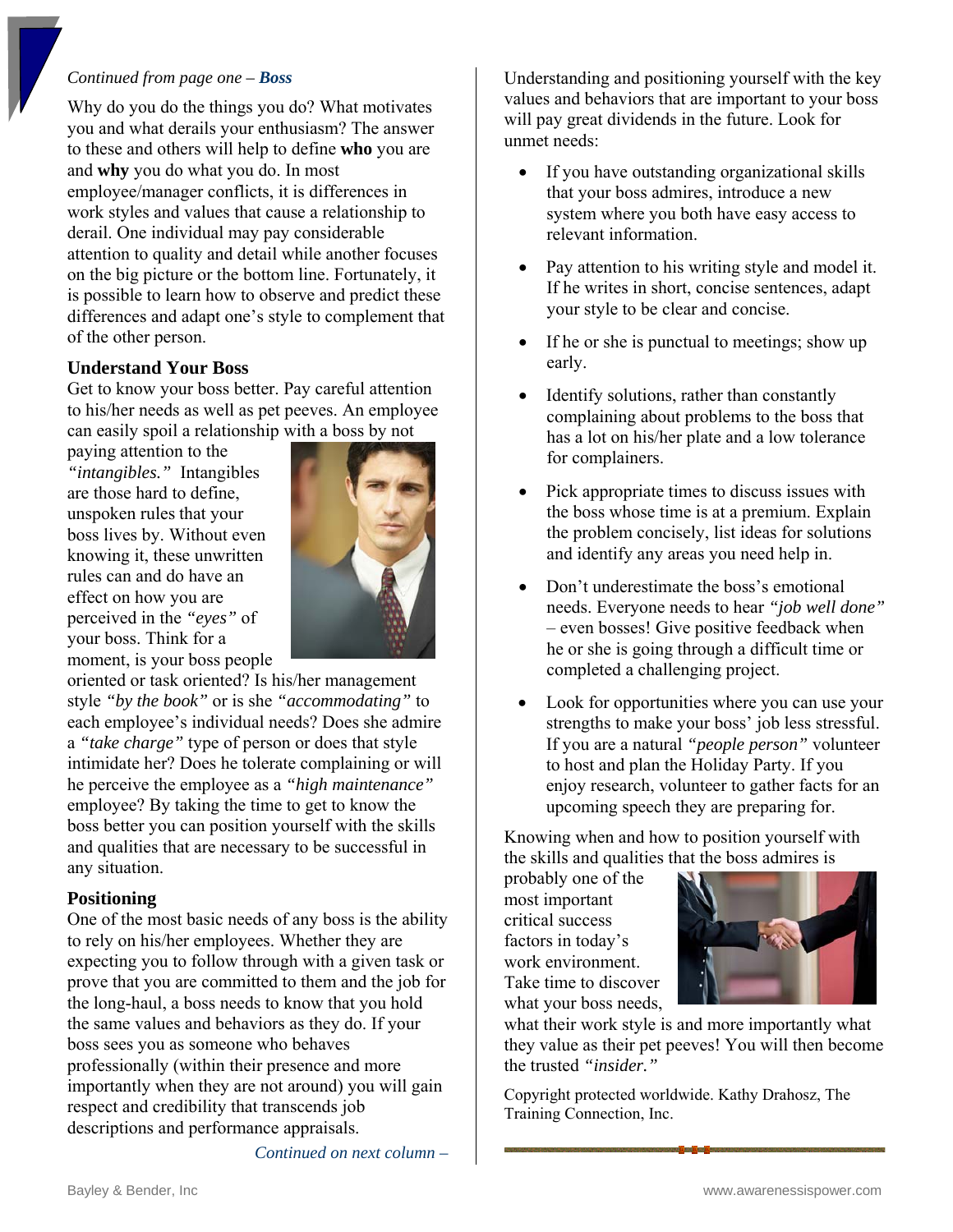*Continued from page one – **Boss***

Why do you do the things you do? What motivates you and what derails your enthusiasm? The answer to these and others will help to define **who** you are and **why** you do what you do. In most employee/manager conflicts, it is differences in work styles and values that cause a relationship to derail. One individual may pay considerable attention to quality and detail while another focuses on the big picture or the bottom line. Fortunately, it is possible to learn how to observe and predict these differences and adapt one's style to complement that of the other person.

### Understand Your Boss

Get to know your boss better. Pay careful attention to his/her needs as well as pet peeves. An employee can easily spoil a relationship with a boss by not paying attention to the *"intangibles."* Intangibles are those hard to define, unspoken rules that your boss lives by. Without even knowing it, these unwritten rules can and do have an effect on how you are perceived in the *"eyes"* of your boss. Think for a moment, is your boss people oriented or task oriented? Is his/her management style *"by the book"* or is she *"accommodating"* to each employee's individual needs? Does she admire a *"take charge"* type of person or does that style intimidate her? Does he tolerate complaining or will he perceive the employee as a *"high maintenance"* employee? By taking the time to get to know the boss better you can position yourself with the skills and qualities that are necessary to be successful in any situation.

### Positioning

One of the most basic needs of any boss is the ability to rely on his/her employees. Whether they are expecting you to follow through with a given task or prove that you are committed to them and the job for the long-haul, a boss needs to know that you hold the same values and behaviors as they do. If your boss sees you as someone who behaves professionally (within their presence and more importantly when they are not around) you will gain respect and credibility that transcends job descriptions and performance appraisals.

*Continued on next column –*

Understanding and positioning yourself with the key values and behaviors that are important to your boss will pay great dividends in the future. Look for unmet needs:

- If you have outstanding organizational skills that your boss admires, introduce a new system where you both have easy access to relevant information.
- Pay attention to his writing style and model it. If he writes in short, concise sentences, adapt your style to be clear and concise.
- If he or she is punctual to meetings; show up early.
- Identify solutions, rather than constantly complaining about problems to the boss that has a lot on his/her plate and a low tolerance for complainers.
- Pick appropriate times to discuss issues with the boss whose time is at a premium. Explain the problem concisely, list ideas for solutions and identify any areas you need help in.
- Don't underestimate the boss's emotional needs. Everyone needs to hear *"job well done"* – even bosses! Give positive feedback when he or she is going through a difficult time or completed a challenging project.
- Look for opportunities where you can use your strengths to make your boss' job less stressful. If you are a natural *"people person"* volunteer to host and plan the Holiday Party. If you enjoy research, volunteer to gather facts for an upcoming speech they are preparing for.

Knowing when and how to position yourself with the skills and qualities that the boss admires is probably one of the most important critical success factors in today's work environment. Take time to discover what your boss needs, what their work style is and more importantly what they value as their pet peeves! You will then become the trusted *"insider."*

Copyright protected worldwide. Kathy Drahosz, The Training Connection, Inc.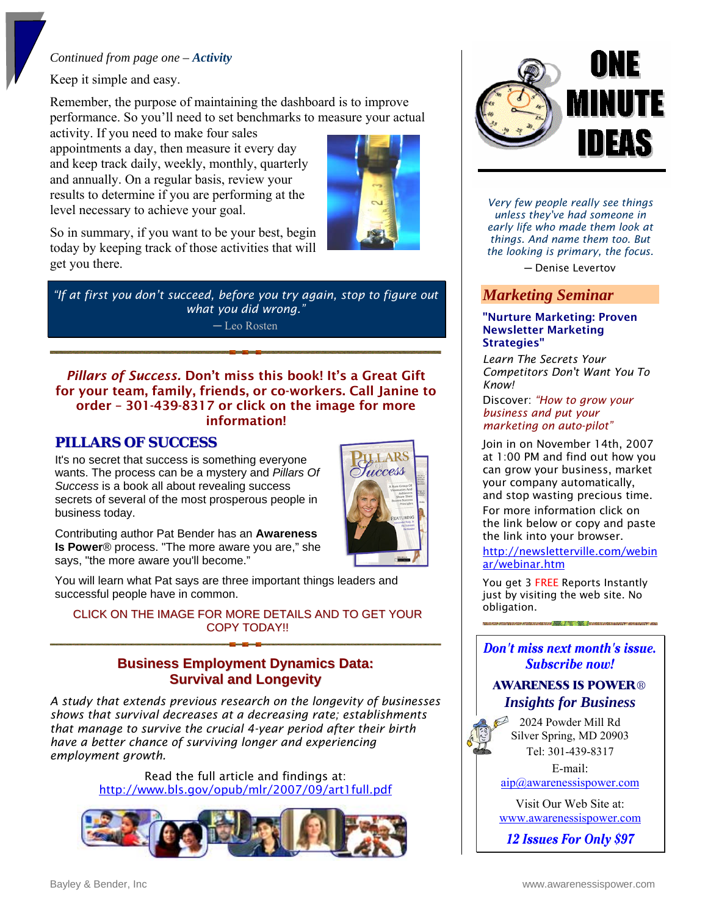*Continued from page one – **Activity***

Keep it simple and easy.

Remember, the purpose of maintaining the dashboard is to improve performance. So you'll need to set benchmarks to measure your actual activity. If you need to make four sales appointments a day, then measure it every day and keep track daily, weekly, monthly, quarterly and annually. On a regular basis, review your results to determine if you are performing at the level necessary to achieve your goal.

So in summary, if you want to be your best, begin today by keeping track of those activities that will get you there.

> *"If at first you don't succeed, before you try again, stop to figure out what you did wrong."*
>
> — Leo Rosten

***Pillars of Success.* Don't miss this book! It's a Great Gift for your team, family, friends, or co-workers. Call Janine to order - 301-439-8317 or click on the image for more information!**

## PILLARS OF SUCCESS

It's no secret that success is something everyone wants. The process can be a mystery and *Pillars Of Success* is a book all about revealing success secrets of several of the most prosperous people in business today.

Contributing author Pat Bender has an **Awareness Is Power**® process. "The more aware you are," she says, "the more aware you'll become."

You will learn what Pat says are three important things leaders and successful people have in common.

CLICK ON THE IMAGE FOR MORE DETAILS AND TO GET YOUR COPY TODAY!!

## Business Employment Dynamics Data: Survival and Longevity

*A study that extends previous research on the longevity of businesses shows that survival decreases at a decreasing rate; establishments that manage to survive the crucial 4-year period after their birth have a better chance of surviving longer and experiencing employment growth.*

Read the full article and findings at:
http://www.bls.gov/opub/mlr/2007/09/art1full.pdf

# ONE MINUTE IDEAS

> *Very few people really see things unless they've had someone in early life who made them look at things. And name them too. But the looking is primary, the focus.*
>
> — Denise Levertov

## *Marketing Seminar*

**"Nurture Marketing: Proven Newsletter Marketing Strategies"**

*Learn The Secrets Your Competitors Don't Want You To Know!*

Discover: *"How to grow your business and put your marketing on auto-pilot"*

Join in on November 14th, 2007 at 1:00 PM and find out how you can grow your business, market your company automatically, and stop wasting precious time. For more information click on the link below or copy and paste the link into your browser.

http://newsletterville.com/webinar/webinar.htm

You get 3 FREE Reports Instantly just by visiting the web site. No obligation.

***Don't miss next month's issue. Subscribe now!***

**AWARENESS IS POWER®**

***Insights for Business***

2024 Powder Mill Rd
Silver Spring, MD 20903
Tel: 301-439-8317

E-mail:
aip@awarenessispower.com

Visit Our Web Site at:
www.awarenessispower.com

***12 Issues For Only $97***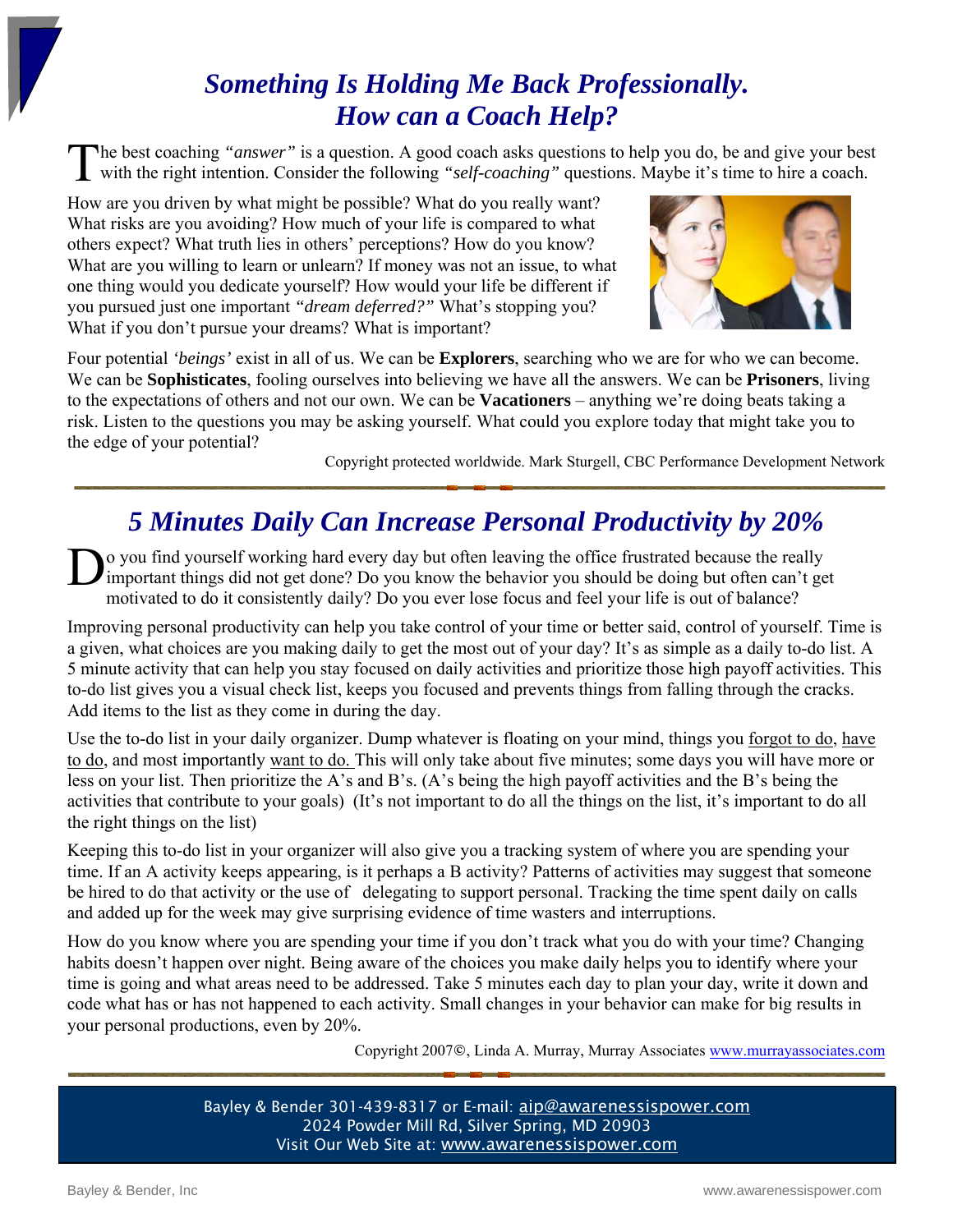# *Something Is Holding Me Back Professionally. How can a Coach Help?*

The best coaching *"answer"* is a question. A good coach asks questions to help you do, be and give your best with the right intention. Consider the following *"self-coaching"* questions. Maybe it's time to hire a coach.

How are you driven by what might be possible? What do you really want? What risks are you avoiding? How much of your life is compared to what others expect? What truth lies in others' perceptions? How do you know? What are you willing to learn or unlearn? If money was not an issue, to what one thing would you dedicate yourself? How would your life be different if you pursued just one important *"dream deferred?"* What's stopping you? What if you don't pursue your dreams? What is important?

Four potential *'beings'* exist in all of us. We can be **Explorers**, searching who we are for who we can become. We can be **Sophisticates**, fooling ourselves into believing we have all the answers. We can be **Prisoners**, living to the expectations of others and not our own. We can be **Vacationers** – anything we're doing beats taking a risk. Listen to the questions you may be asking yourself. What could you explore today that might take you to the edge of your potential?

Copyright protected worldwide. Mark Sturgell, CBC Performance Development Network

---

# *5 Minutes Daily Can Increase Personal Productivity by 20%*

Do you find yourself working hard every day but often leaving the office frustrated because the really important things did not get done? Do you know the behavior you should be doing but often can't get motivated to do it consistently daily? Do you ever lose focus and feel your life is out of balance?

Improving personal productivity can help you take control of your time or better said, control of yourself. Time is a given, what choices are you making daily to get the most out of your day? It's as simple as a daily to-do list. A 5 minute activity that can help you stay focused on daily activities and prioritize those high payoff activities. This to-do list gives you a visual check list, keeps you focused and prevents things from falling through the cracks. Add items to the list as they come in during the day.

Use the to-do list in your daily organizer. Dump whatever is floating on your mind, things you <u>forgot to do</u>, <u>have to do</u>, and most importantly <u>want to do.</u> This will only take about five minutes; some days you will have more or less on your list. Then prioritize the A's and B's. (A's being the high payoff activities and the B's being the activities that contribute to your goals) (It's not important to do all the things on the list, it's important to do all the right things on the list)

Keeping this to-do list in your organizer will also give you a tracking system of where you are spending your time. If an A activity keeps appearing, is it perhaps a B activity? Patterns of activities may suggest that someone be hired to do that activity or the use of delegating to support personal. Tracking the time spent daily on calls and added up for the week may give surprising evidence of time wasters and interruptions.

How do you know where you are spending your time if you don't track what you do with your time? Changing habits doesn't happen over night. Being aware of the choices you make daily helps you to identify where your time is going and what areas need to be addressed. Take 5 minutes each day to plan your day, write it down and code what has or has not happened to each activity. Small changes in your behavior can make for big results in your personal productions, even by 20%.

Copyright 2007©, Linda A. Murray, Murray Associates www.murrayassociates.com

---

Bayley & Bender 301-439-8317 or E-mail: aip@awarenessispower.com
2024 Powder Mill Rd, Silver Spring, MD 20903
Visit Our Web Site at: www.awarenessispower.com